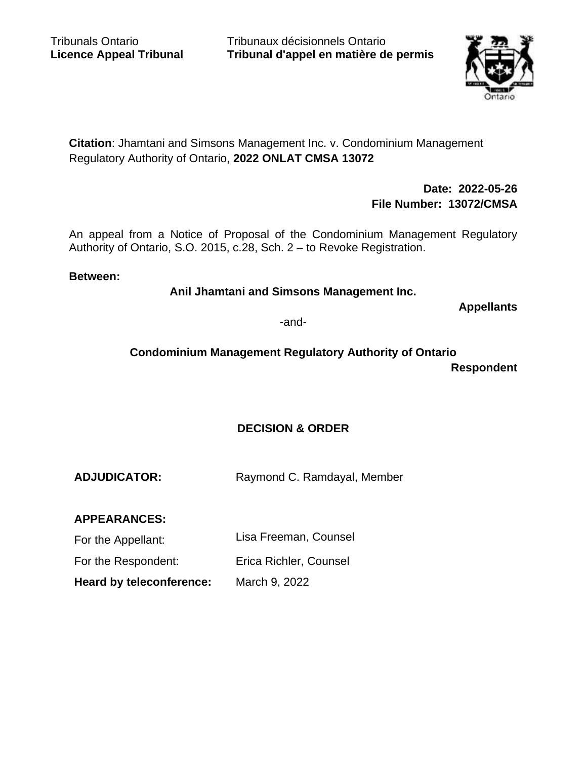Tribunals Ontario
**Licence Appeal Tribunal**

Tribunaux décisionnels Ontario
**Tribunal d'appel en matière de permis**

**Citation**: Jhamtani and Simsons Management Inc. v. Condominium Management Regulatory Authority of Ontario, **2022 ONLAT CMSA 13072**

**Date: 2022-05-26**
**File Number: 13072/CMSA**

An appeal from a Notice of Proposal of the Condominium Management Regulatory Authority of Ontario, S.O. 2015, c.28, Sch. 2 – to Revoke Registration.

**Between:**

**Anil Jhamtani and Simsons Management Inc.**

**Appellants**

-and-

**Condominium Management Regulatory Authority of Ontario**

**Respondent**

## DECISION & ORDER

**ADJUDICATOR:** Raymond C. Ramdayal, Member

**APPEARANCES:**

For the Appellant: Lisa Freeman, Counsel

For the Respondent: Erica Richler, Counsel

**Heard by teleconference:** March 9, 2022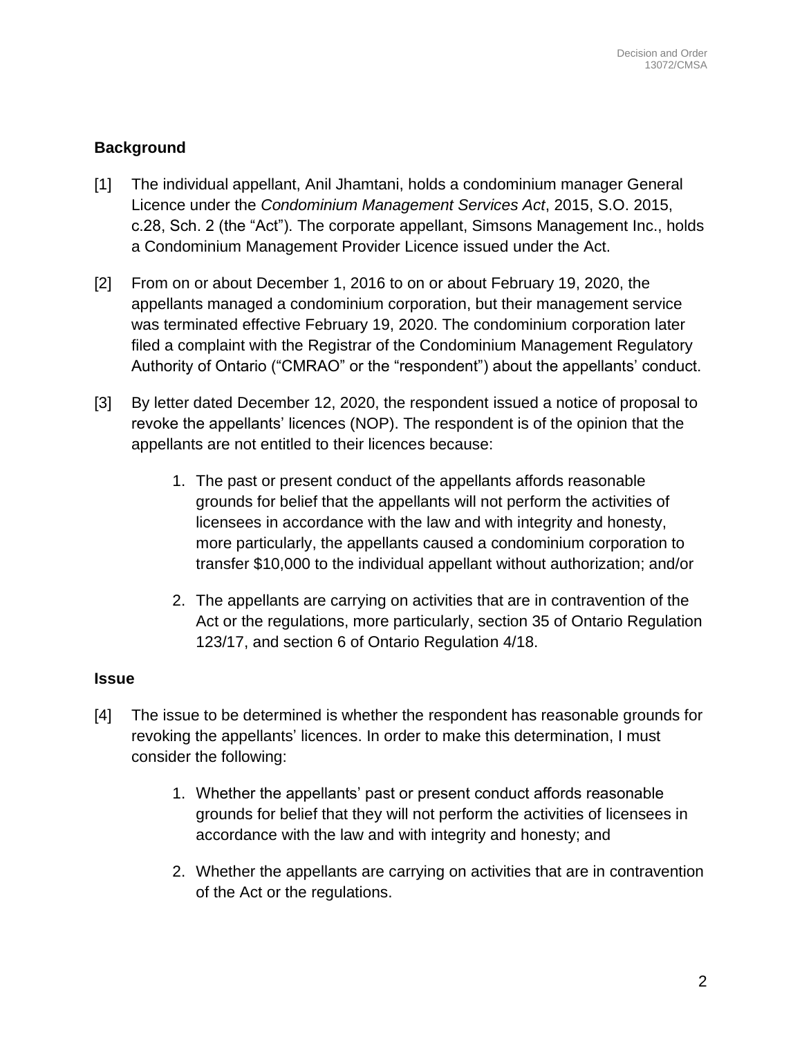## Background

[1] The individual appellant, Anil Jhamtani, holds a condominium manager General Licence under the *Condominium Management Services Act*, 2015, S.O. 2015, c.28, Sch. 2 (the "Act"). The corporate appellant, Simsons Management Inc., holds a Condominium Management Provider Licence issued under the Act.

[2] From on or about December 1, 2016 to on or about February 19, 2020, the appellants managed a condominium corporation, but their management service was terminated effective February 19, 2020. The condominium corporation later filed a complaint with the Registrar of the Condominium Management Regulatory Authority of Ontario ("CMRAO" or the "respondent") about the appellants' conduct.

[3] By letter dated December 12, 2020, the respondent issued a notice of proposal to revoke the appellants' licences (NOP). The respondent is of the opinion that the appellants are not entitled to their licences because:

1. The past or present conduct of the appellants affords reasonable grounds for belief that the appellants will not perform the activities of licensees in accordance with the law and with integrity and honesty, more particularly, the appellants caused a condominium corporation to transfer $10,000 to the individual appellant without authorization; and/or

2. The appellants are carrying on activities that are in contravention of the Act or the regulations, more particularly, section 35 of Ontario Regulation 123/17, and section 6 of Ontario Regulation 4/18.

## Issue

[4] The issue to be determined is whether the respondent has reasonable grounds for revoking the appellants' licences. In order to make this determination, I must consider the following:

1. Whether the appellants' past or present conduct affords reasonable grounds for belief that they will not perform the activities of licensees in accordance with the law and with integrity and honesty; and

2. Whether the appellants are carrying on activities that are in contravention of the Act or the regulations.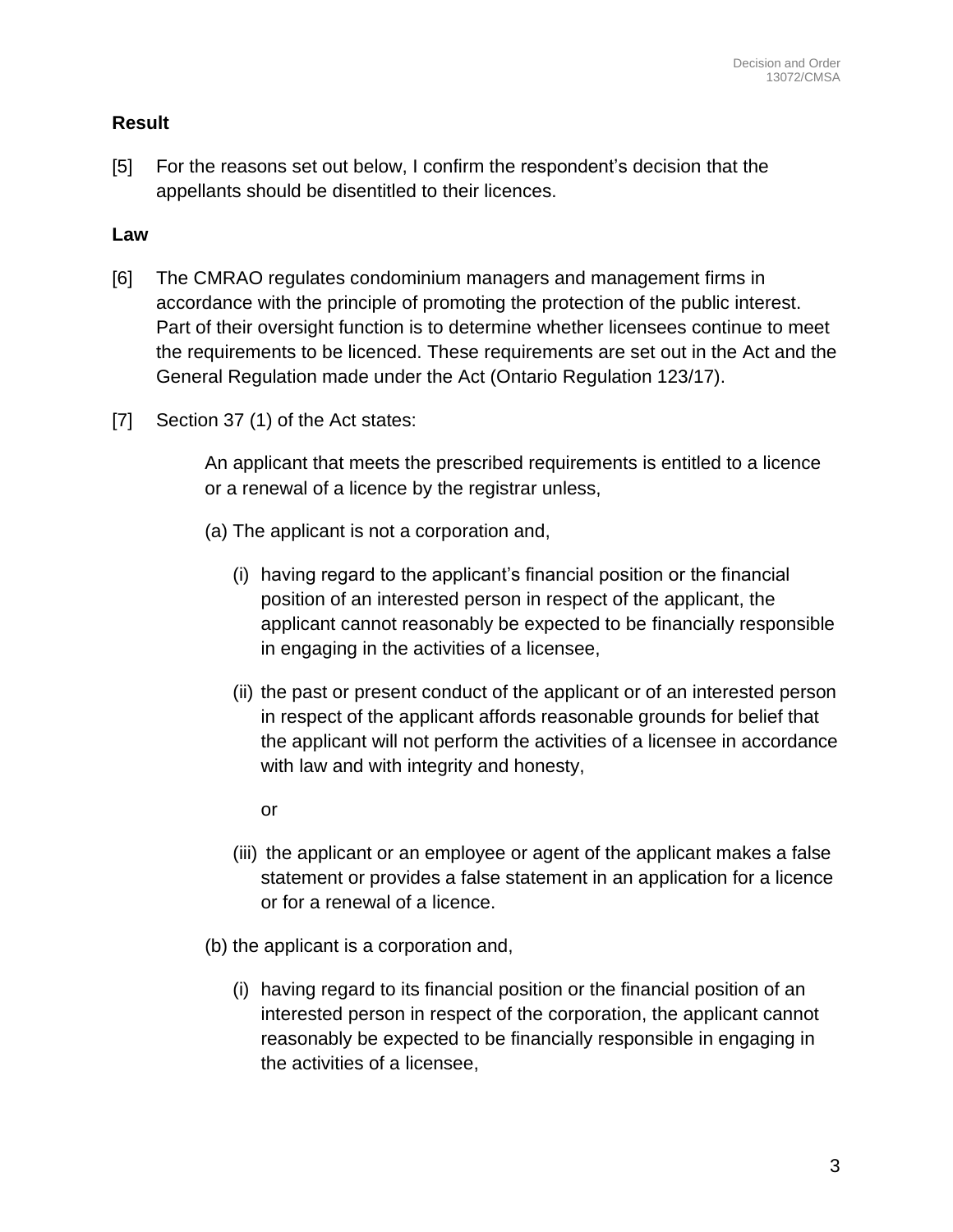## Result

[5] For the reasons set out below, I confirm the respondent's decision that the appellants should be disentitled to their licences.

## Law

[6] The CMRAO regulates condominium managers and management firms in accordance with the principle of promoting the protection of the public interest. Part of their oversight function is to determine whether licensees continue to meet the requirements to be licenced. These requirements are set out in the Act and the General Regulation made under the Act (Ontario Regulation 123/17).

[7] Section 37 (1) of the Act states:

> An applicant that meets the prescribed requirements is entitled to a licence or a renewal of a licence by the registrar unless,
>
> (a) The applicant is not a corporation and,
>
> (i) having regard to the applicant's financial position or the financial position of an interested person in respect of the applicant, the applicant cannot reasonably be expected to be financially responsible in engaging in the activities of a licensee,
>
> (ii) the past or present conduct of the applicant or of an interested person in respect of the applicant affords reasonable grounds for belief that the applicant will not perform the activities of a licensee in accordance with law and with integrity and honesty,
>
> or
>
> (iii) the applicant or an employee or agent of the applicant makes a false statement or provides a false statement in an application for a licence or for a renewal of a licence.
>
> (b) the applicant is a corporation and,
>
> (i) having regard to its financial position or the financial position of an interested person in respect of the corporation, the applicant cannot reasonably be expected to be financially responsible in engaging in the activities of a licensee,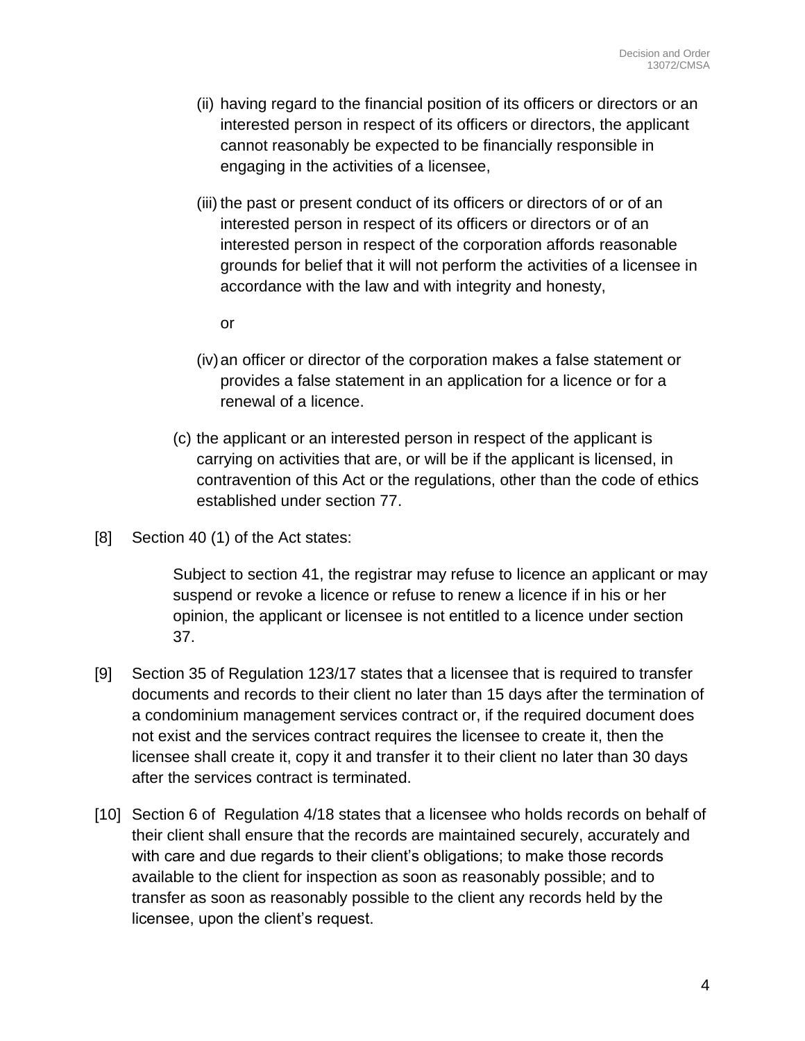(ii) having regard to the financial position of its officers or directors or an interested person in respect of its officers or directors, the applicant cannot reasonably be expected to be financially responsible in engaging in the activities of a licensee,

(iii) the past or present conduct of its officers or directors of or of an interested person in respect of its officers or directors or of an interested person in respect of the corporation affords reasonable grounds for belief that it will not perform the activities of a licensee in accordance with the law and with integrity and honesty,

or

(iv) an officer or director of the corporation makes a false statement or provides a false statement in an application for a licence or for a renewal of a licence.

(c) the applicant or an interested person in respect of the applicant is carrying on activities that are, or will be if the applicant is licensed, in contravention of this Act or the regulations, other than the code of ethics established under section 77.

[8] Section 40 (1) of the Act states:

> Subject to section 41, the registrar may refuse to licence an applicant or may suspend or revoke a licence or refuse to renew a licence if in his or her opinion, the applicant or licensee is not entitled to a licence under section 37.

[9] Section 35 of Regulation 123/17 states that a licensee that is required to transfer documents and records to their client no later than 15 days after the termination of a condominium management services contract or, if the required document does not exist and the services contract requires the licensee to create it, then the licensee shall create it, copy it and transfer it to their client no later than 30 days after the services contract is terminated.

[10] Section 6 of Regulation 4/18 states that a licensee who holds records on behalf of their client shall ensure that the records are maintained securely, accurately and with care and due regards to their client's obligations; to make those records available to the client for inspection as soon as reasonably possible; and to transfer as soon as reasonably possible to the client any records held by the licensee, upon the client's request.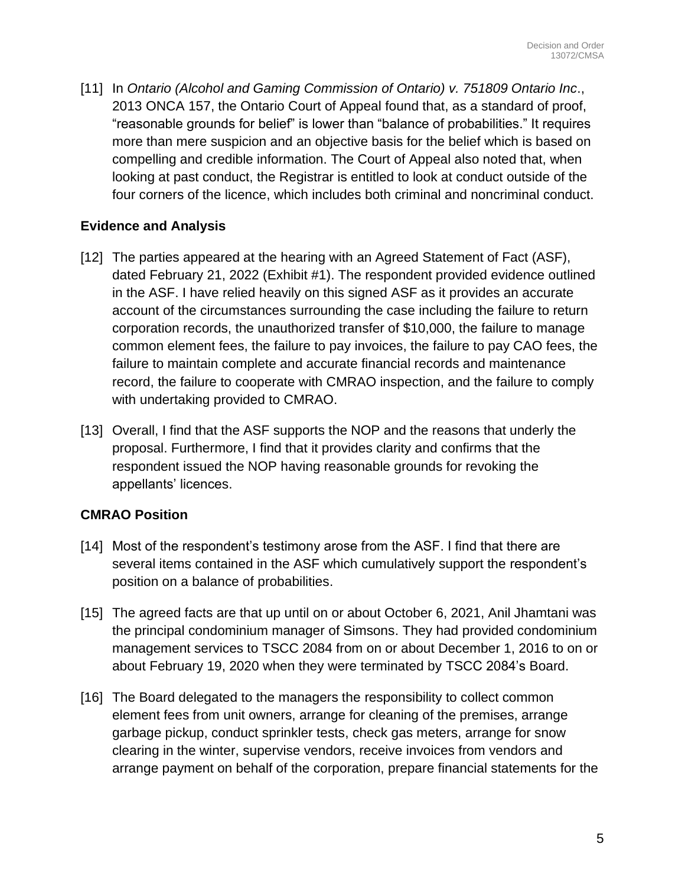[11] In *Ontario (Alcohol and Gaming Commission of Ontario) v. 751809 Ontario Inc*., 2013 ONCA 157, the Ontario Court of Appeal found that, as a standard of proof, "reasonable grounds for belief" is lower than "balance of probabilities." It requires more than mere suspicion and an objective basis for the belief which is based on compelling and credible information. The Court of Appeal also noted that, when looking at past conduct, the Registrar is entitled to look at conduct outside of the four corners of the licence, which includes both criminal and noncriminal conduct.

**Evidence and Analysis**

[12] The parties appeared at the hearing with an Agreed Statement of Fact (ASF), dated February 21, 2022 (Exhibit #1). The respondent provided evidence outlined in the ASF. I have relied heavily on this signed ASF as it provides an accurate account of the circumstances surrounding the case including the failure to return corporation records, the unauthorized transfer of $10,000, the failure to manage common element fees, the failure to pay invoices, the failure to pay CAO fees, the failure to maintain complete and accurate financial records and maintenance record, the failure to cooperate with CMRAO inspection, and the failure to comply with undertaking provided to CMRAO.

[13] Overall, I find that the ASF supports the NOP and the reasons that underly the proposal. Furthermore, I find that it provides clarity and confirms that the respondent issued the NOP having reasonable grounds for revoking the appellants' licences.

**CMRAO Position**

[14] Most of the respondent's testimony arose from the ASF. I find that there are several items contained in the ASF which cumulatively support the respondent's position on a balance of probabilities.

[15] The agreed facts are that up until on or about October 6, 2021, Anil Jhamtani was the principal condominium manager of Simsons. They had provided condominium management services to TSCC 2084 from on or about December 1, 2016 to on or about February 19, 2020 when they were terminated by TSCC 2084's Board.

[16] The Board delegated to the managers the responsibility to collect common element fees from unit owners, arrange for cleaning of the premises, arrange garbage pickup, conduct sprinkler tests, check gas meters, arrange for snow clearing in the winter, supervise vendors, receive invoices from vendors and arrange payment on behalf of the corporation, prepare financial statements for the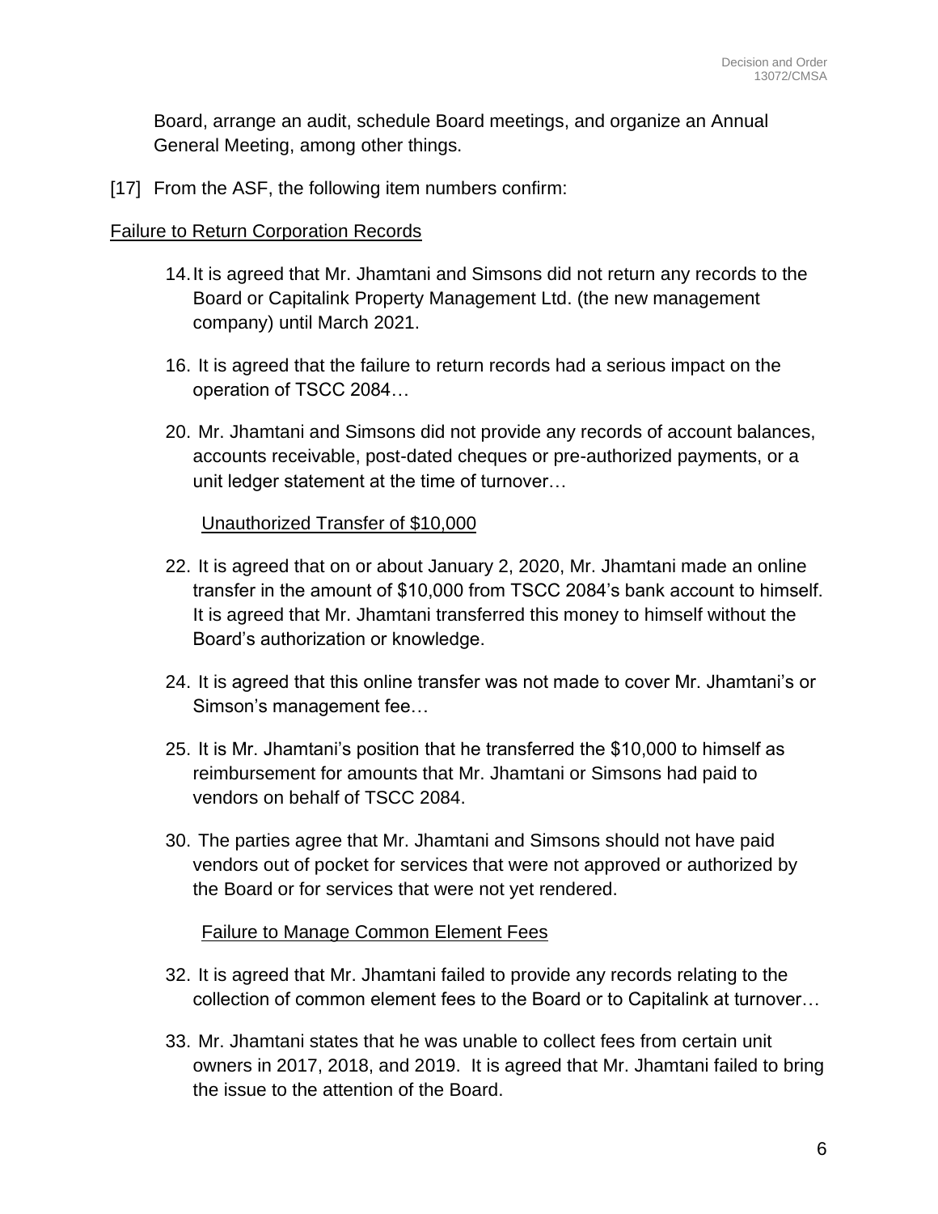Board, arrange an audit, schedule Board meetings, and organize an Annual General Meeting, among other things.

[17] From the ASF, the following item numbers confirm:

Failure to Return Corporation Records

14. It is agreed that Mr. Jhamtani and Simsons did not return any records to the Board or Capitalink Property Management Ltd. (the new management company) until March 2021.

16. It is agreed that the failure to return records had a serious impact on the operation of TSCC 2084…

20. Mr. Jhamtani and Simsons did not provide any records of account balances, accounts receivable, post-dated cheques or pre-authorized payments, or a unit ledger statement at the time of turnover…

Unauthorized Transfer of $10,000

22. It is agreed that on or about January 2, 2020, Mr. Jhamtani made an online transfer in the amount of $10,000 from TSCC 2084's bank account to himself. It is agreed that Mr. Jhamtani transferred this money to himself without the Board's authorization or knowledge.

24. It is agreed that this online transfer was not made to cover Mr. Jhamtani's or Simson's management fee…

25. It is Mr. Jhamtani's position that he transferred the $10,000 to himself as reimbursement for amounts that Mr. Jhamtani or Simsons had paid to vendors on behalf of TSCC 2084.

30. The parties agree that Mr. Jhamtani and Simsons should not have paid vendors out of pocket for services that were not approved or authorized by the Board or for services that were not yet rendered.

Failure to Manage Common Element Fees

32. It is agreed that Mr. Jhamtani failed to provide any records relating to the collection of common element fees to the Board or to Capitalink at turnover…

33. Mr. Jhamtani states that he was unable to collect fees from certain unit owners in 2017, 2018, and 2019. It is agreed that Mr. Jhamtani failed to bring the issue to the attention of the Board.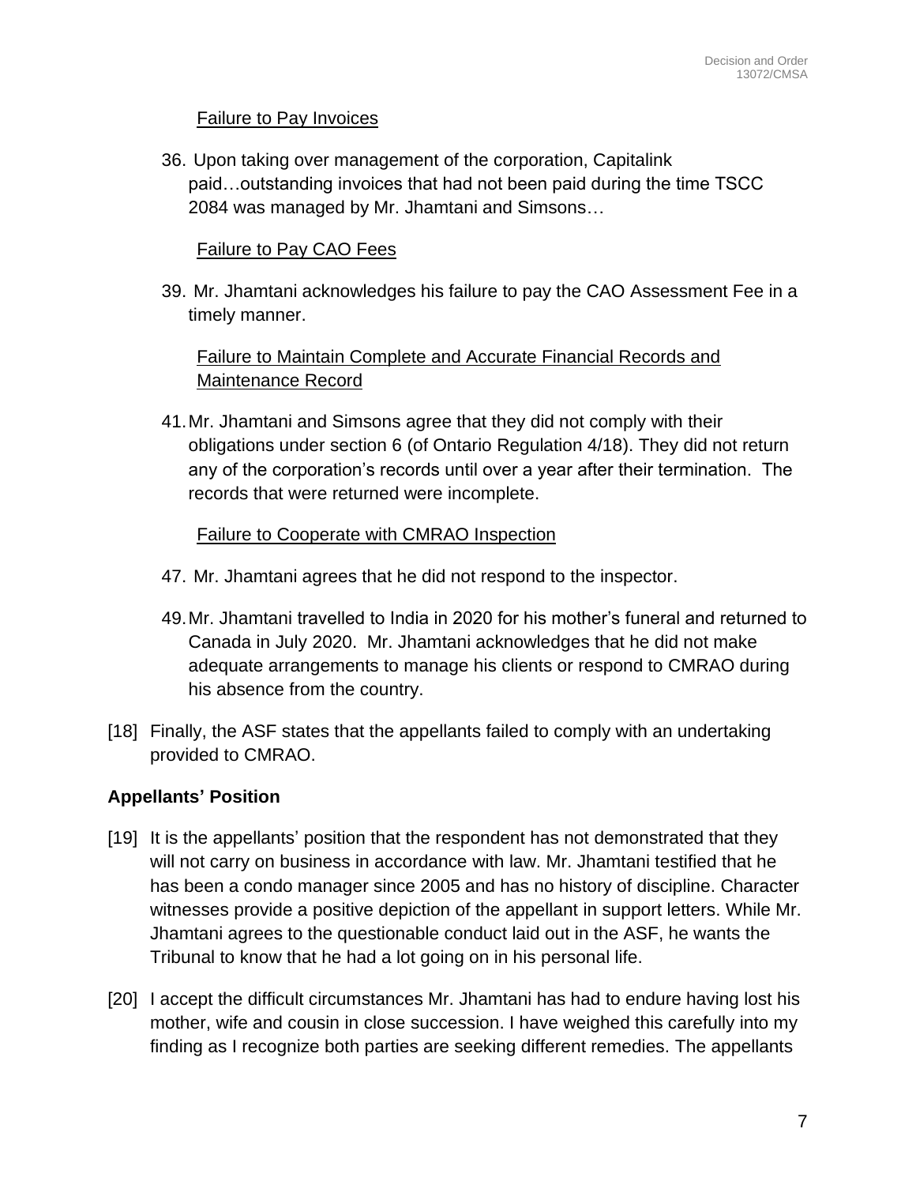Failure to Pay Invoices

36. Upon taking over management of the corporation, Capitalink paid…outstanding invoices that had not been paid during the time TSCC 2084 was managed by Mr. Jhamtani and Simsons…

Failure to Pay CAO Fees

39. Mr. Jhamtani acknowledges his failure to pay the CAO Assessment Fee in a timely manner.

Failure to Maintain Complete and Accurate Financial Records and Maintenance Record

41. Mr. Jhamtani and Simsons agree that they did not comply with their obligations under section 6 (of Ontario Regulation 4/18). They did not return any of the corporation's records until over a year after their termination. The records that were returned were incomplete.

Failure to Cooperate with CMRAO Inspection

47. Mr. Jhamtani agrees that he did not respond to the inspector.

49. Mr. Jhamtani travelled to India in 2020 for his mother's funeral and returned to Canada in July 2020. Mr. Jhamtani acknowledges that he did not make adequate arrangements to manage his clients or respond to CMRAO during his absence from the country.

[18] Finally, the ASF states that the appellants failed to comply with an undertaking provided to CMRAO.

**Appellants' Position**

[19] It is the appellants' position that the respondent has not demonstrated that they will not carry on business in accordance with law. Mr. Jhamtani testified that he has been a condo manager since 2005 and has no history of discipline. Character witnesses provide a positive depiction of the appellant in support letters. While Mr. Jhamtani agrees to the questionable conduct laid out in the ASF, he wants the Tribunal to know that he had a lot going on in his personal life.

[20] I accept the difficult circumstances Mr. Jhamtani has had to endure having lost his mother, wife and cousin in close succession. I have weighed this carefully into my finding as I recognize both parties are seeking different remedies. The appellants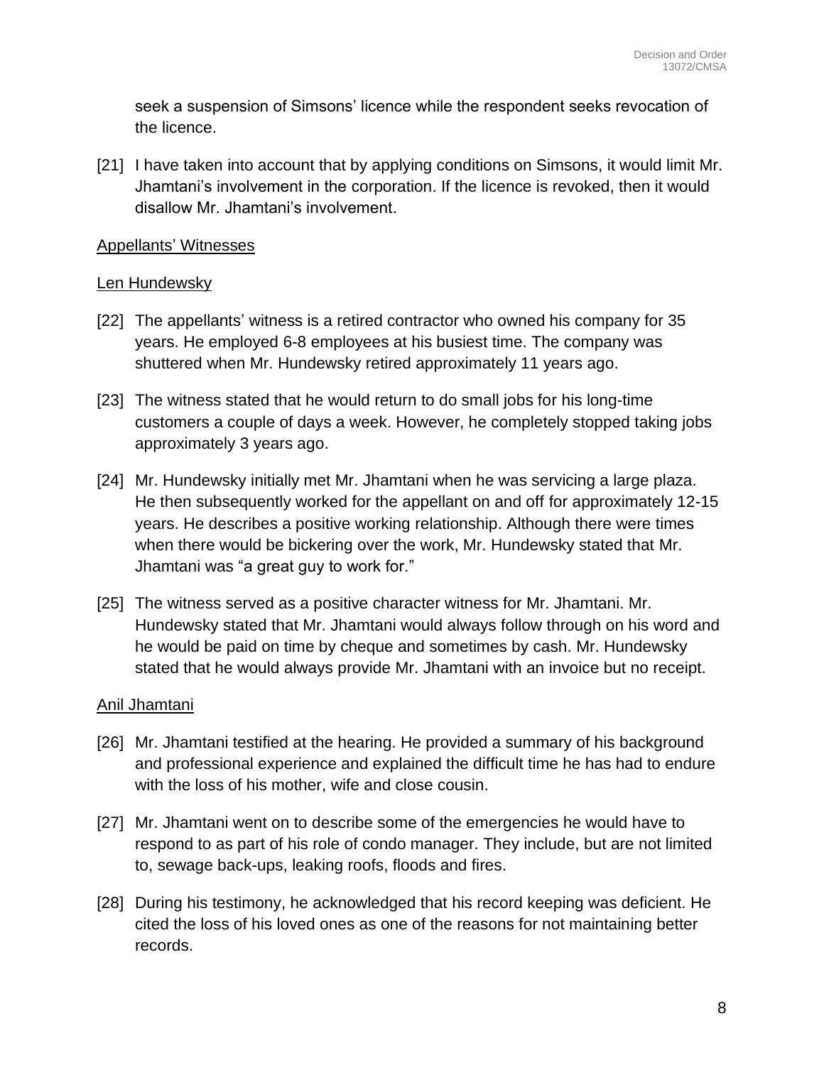seek a suspension of Simsons' licence while the respondent seeks revocation of the licence.

[21] I have taken into account that by applying conditions on Simsons, it would limit Mr. Jhamtani's involvement in the corporation. If the licence is revoked, then it would disallow Mr. Jhamtani's involvement.

<u>Appellants' Witnesses</u>

<u>Len Hundewsky</u>

[22] The appellants' witness is a retired contractor who owned his company for 35 years. He employed 6-8 employees at his busiest time. The company was shuttered when Mr. Hundewsky retired approximately 11 years ago.

[23] The witness stated that he would return to do small jobs for his long-time customers a couple of days a week. However, he completely stopped taking jobs approximately 3 years ago.

[24] Mr. Hundewsky initially met Mr. Jhamtani when he was servicing a large plaza. He then subsequently worked for the appellant on and off for approximately 12-15 years. He describes a positive working relationship. Although there were times when there would be bickering over the work, Mr. Hundewsky stated that Mr. Jhamtani was "a great guy to work for."

[25] The witness served as a positive character witness for Mr. Jhamtani. Mr. Hundewsky stated that Mr. Jhamtani would always follow through on his word and he would be paid on time by cheque and sometimes by cash. Mr. Hundewsky stated that he would always provide Mr. Jhamtani with an invoice but no receipt.

<u>Anil Jhamtani</u>

[26] Mr. Jhamtani testified at the hearing. He provided a summary of his background and professional experience and explained the difficult time he has had to endure with the loss of his mother, wife and close cousin.

[27] Mr. Jhamtani went on to describe some of the emergencies he would have to respond to as part of his role of condo manager. They include, but are not limited to, sewage back-ups, leaking roofs, floods and fires.

[28] During his testimony, he acknowledged that his record keeping was deficient. He cited the loss of his loved ones as one of the reasons for not maintaining better records.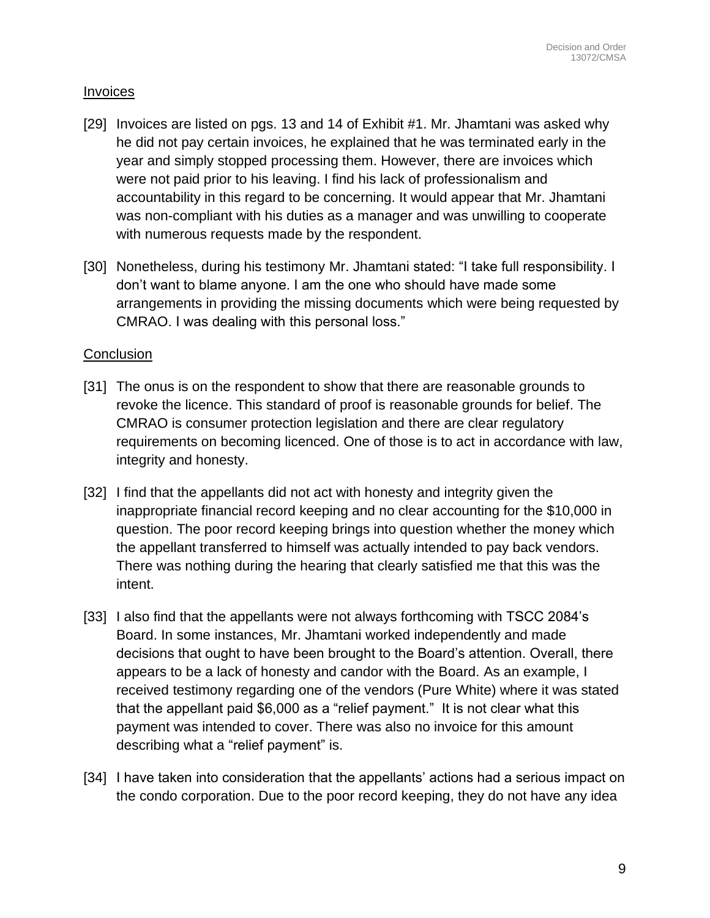## Invoices

[29] Invoices are listed on pgs. 13 and 14 of Exhibit #1. Mr. Jhamtani was asked why he did not pay certain invoices, he explained that he was terminated early in the year and simply stopped processing them. However, there are invoices which were not paid prior to his leaving. I find his lack of professionalism and accountability in this regard to be concerning. It would appear that Mr. Jhamtani was non-compliant with his duties as a manager and was unwilling to cooperate with numerous requests made by the respondent.

[30] Nonetheless, during his testimony Mr. Jhamtani stated: "I take full responsibility. I don't want to blame anyone. I am the one who should have made some arrangements in providing the missing documents which were being requested by CMRAO. I was dealing with this personal loss."

## Conclusion

[31] The onus is on the respondent to show that there are reasonable grounds to revoke the licence. This standard of proof is reasonable grounds for belief. The CMRAO is consumer protection legislation and there are clear regulatory requirements on becoming licenced. One of those is to act in accordance with law, integrity and honesty.

[32] I find that the appellants did not act with honesty and integrity given the inappropriate financial record keeping and no clear accounting for the $10,000 in question. The poor record keeping brings into question whether the money which the appellant transferred to himself was actually intended to pay back vendors. There was nothing during the hearing that clearly satisfied me that this was the intent.

[33] I also find that the appellants were not always forthcoming with TSCC 2084's Board. In some instances, Mr. Jhamtani worked independently and made decisions that ought to have been brought to the Board's attention. Overall, there appears to be a lack of honesty and candor with the Board. As an example, I received testimony regarding one of the vendors (Pure White) where it was stated that the appellant paid $6,000 as a "relief payment." It is not clear what this payment was intended to cover. There was also no invoice for this amount describing what a "relief payment" is.

[34] I have taken into consideration that the appellants' actions had a serious impact on the condo corporation. Due to the poor record keeping, they do not have any idea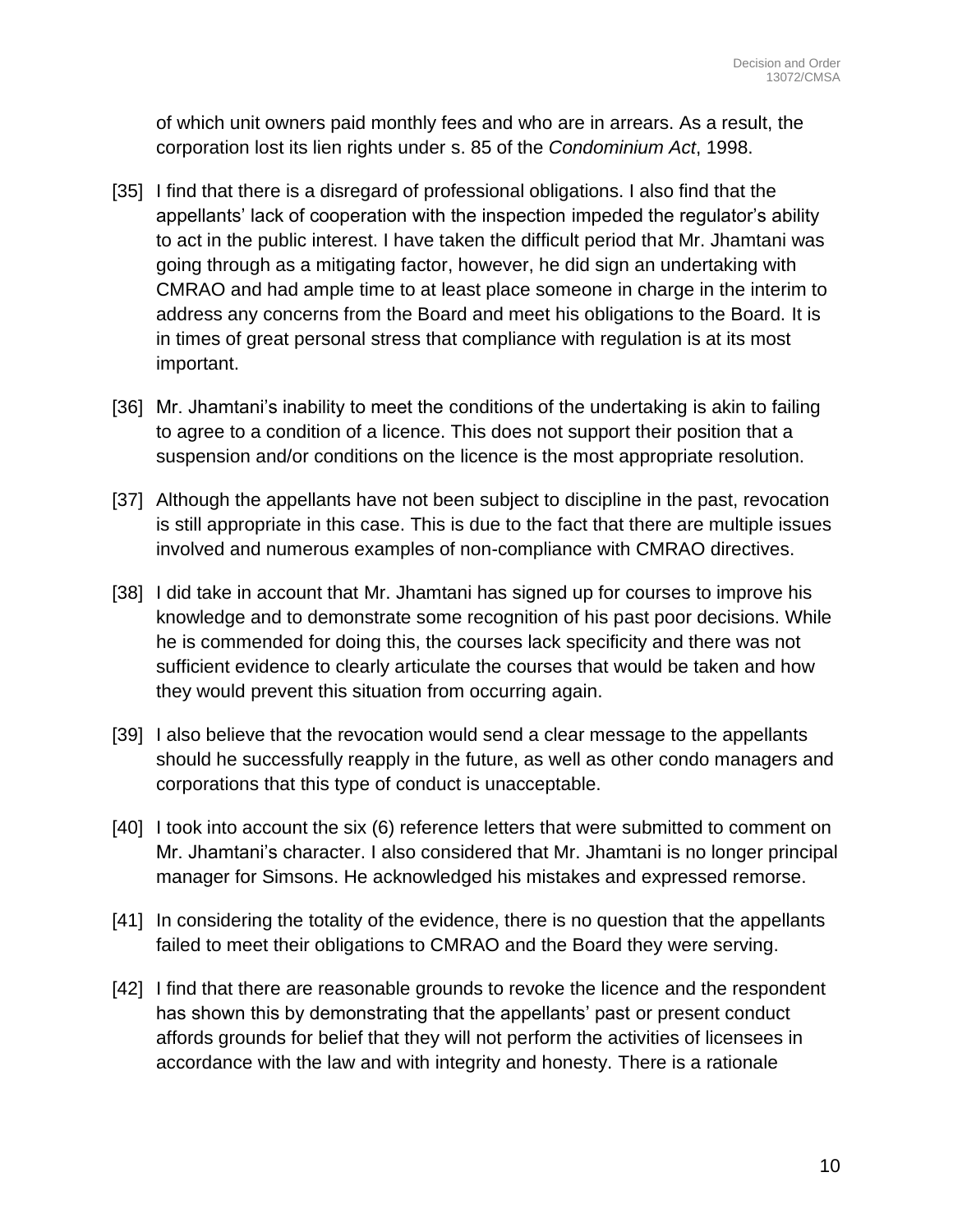of which unit owners paid monthly fees and who are in arrears. As a result, the corporation lost its lien rights under s. 85 of the *Condominium Act*, 1998.

[35] I find that there is a disregard of professional obligations. I also find that the appellants' lack of cooperation with the inspection impeded the regulator's ability to act in the public interest. I have taken the difficult period that Mr. Jhamtani was going through as a mitigating factor, however, he did sign an undertaking with CMRAO and had ample time to at least place someone in charge in the interim to address any concerns from the Board and meet his obligations to the Board. It is in times of great personal stress that compliance with regulation is at its most important.

[36] Mr. Jhamtani's inability to meet the conditions of the undertaking is akin to failing to agree to a condition of a licence. This does not support their position that a suspension and/or conditions on the licence is the most appropriate resolution.

[37] Although the appellants have not been subject to discipline in the past, revocation is still appropriate in this case. This is due to the fact that there are multiple issues involved and numerous examples of non-compliance with CMRAO directives.

[38] I did take in account that Mr. Jhamtani has signed up for courses to improve his knowledge and to demonstrate some recognition of his past poor decisions. While he is commended for doing this, the courses lack specificity and there was not sufficient evidence to clearly articulate the courses that would be taken and how they would prevent this situation from occurring again.

[39] I also believe that the revocation would send a clear message to the appellants should he successfully reapply in the future, as well as other condo managers and corporations that this type of conduct is unacceptable.

[40] I took into account the six (6) reference letters that were submitted to comment on Mr. Jhamtani's character. I also considered that Mr. Jhamtani is no longer principal manager for Simsons. He acknowledged his mistakes and expressed remorse.

[41] In considering the totality of the evidence, there is no question that the appellants failed to meet their obligations to CMRAO and the Board they were serving.

[42] I find that there are reasonable grounds to revoke the licence and the respondent has shown this by demonstrating that the appellants' past or present conduct affords grounds for belief that they will not perform the activities of licensees in accordance with the law and with integrity and honesty. There is a rationale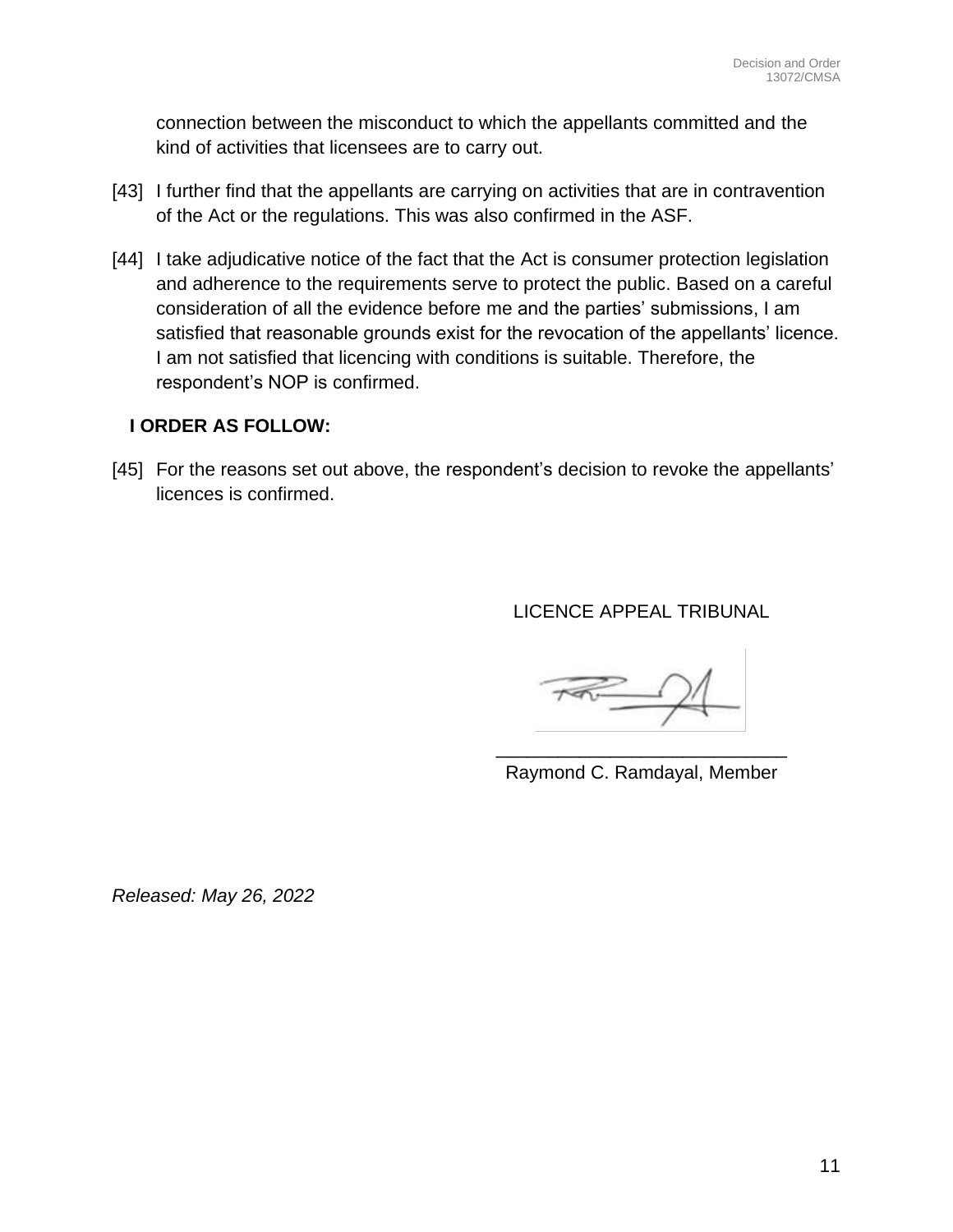connection between the misconduct to which the appellants committed and the kind of activities that licensees are to carry out.

[43] I further find that the appellants are carrying on activities that are in contravention of the Act or the regulations. This was also confirmed in the ASF.

[44] I take adjudicative notice of the fact that the Act is consumer protection legislation and adherence to the requirements serve to protect the public. Based on a careful consideration of all the evidence before me and the parties' submissions, I am satisfied that reasonable grounds exist for the revocation of the appellants' licence. I am not satisfied that licencing with conditions is suitable. Therefore, the respondent's NOP is confirmed.

**I ORDER AS FOLLOW:**

[45] For the reasons set out above, the respondent's decision to revoke the appellants' licences is confirmed.

LICENCE APPEAL TRIBUNAL

\_\_\_\_\_\_\_\_\_\_\_\_\_\_\_\_\_\_\_\_\_\_\_\_\_\_\_

Raymond C. Ramdayal, Member

*Released: May 26, 2022*